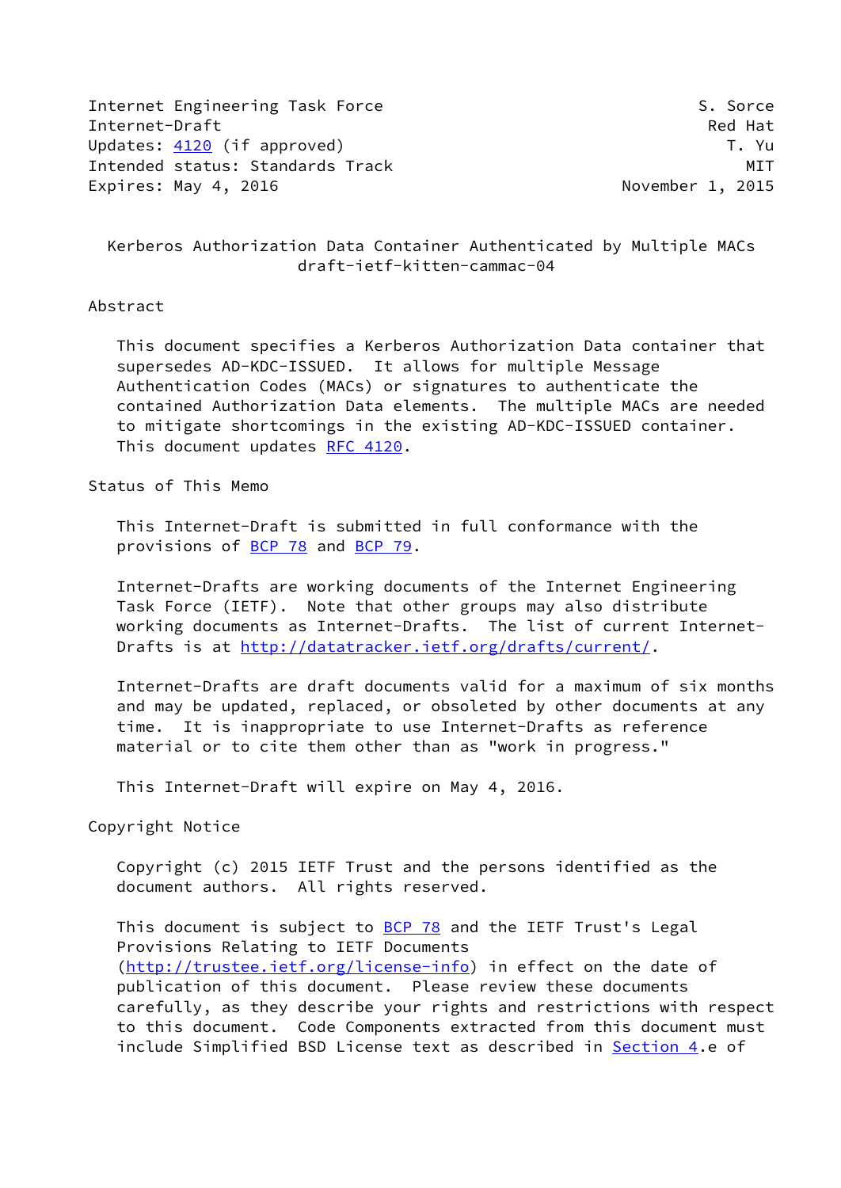Internet Engineering Task Force S. Sorce
Internet-Draft Red Hat
Updates: 4120 (if approved) T. Yu
Intended status: Standards Track MIT
Expires: May 4, 2016 November 1, 2015

# Kerberos Authorization Data Container Authenticated by Multiple MACs
draft-ietf-kitten-cammac-04

## Abstract

This document specifies a Kerberos Authorization Data container that supersedes AD-KDC-ISSUED. It allows for multiple Message Authentication Codes (MACs) or signatures to authenticate the contained Authorization Data elements. The multiple MACs are needed to mitigate shortcomings in the existing AD-KDC-ISSUED container. This document updates RFC 4120.

## Status of This Memo

This Internet-Draft is submitted in full conformance with the provisions of BCP 78 and BCP 79.

Internet-Drafts are working documents of the Internet Engineering Task Force (IETF). Note that other groups may also distribute working documents as Internet-Drafts. The list of current Internet-Drafts is at http://datatracker.ietf.org/drafts/current/.

Internet-Drafts are draft documents valid for a maximum of six months and may be updated, replaced, or obsoleted by other documents at any time. It is inappropriate to use Internet-Drafts as reference material or to cite them other than as "work in progress."

This Internet-Draft will expire on May 4, 2016.

## Copyright Notice

Copyright (c) 2015 IETF Trust and the persons identified as the document authors. All rights reserved.

This document is subject to BCP 78 and the IETF Trust's Legal Provisions Relating to IETF Documents (http://trustee.ietf.org/license-info) in effect on the date of publication of this document. Please review these documents carefully, as they describe your rights and restrictions with respect to this document. Code Components extracted from this document must include Simplified BSD License text as described in Section 4.e of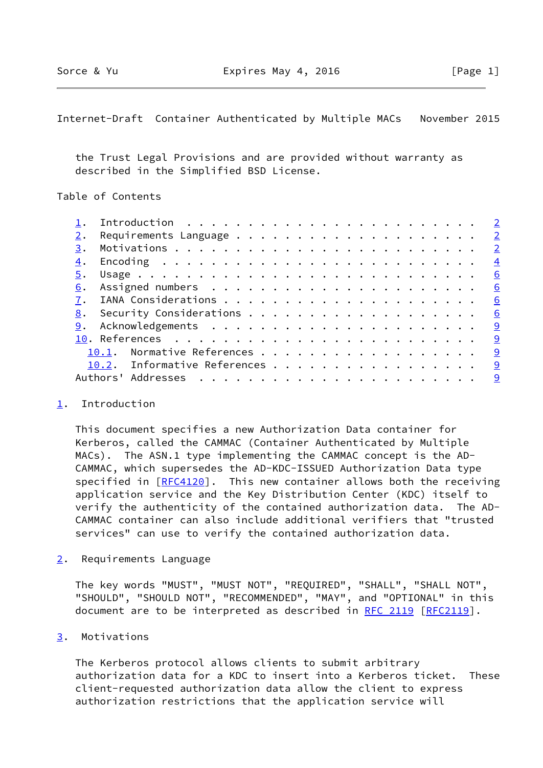the Trust Legal Provisions and are provided without warranty as described in the Simplified BSD License.

Table of Contents

1. Introduction . . . . . . . . . . . . . . . . . . . . . . . . 2
2. Requirements Language . . . . . . . . . . . . . . . . . . . . 2
3. Motivations . . . . . . . . . . . . . . . . . . . . . . . . . 2
4. Encoding . . . . . . . . . . . . . . . . . . . . . . . . . . 4
5. Usage . . . . . . . . . . . . . . . . . . . . . . . . . . . . 6
6. Assigned numbers . . . . . . . . . . . . . . . . . . . . . . 6
7. IANA Considerations . . . . . . . . . . . . . . . . . . . . . 6
8. Security Considerations . . . . . . . . . . . . . . . . . . . 6
9. Acknowledgements . . . . . . . . . . . . . . . . . . . . . . 9
10. References . . . . . . . . . . . . . . . . . . . . . . . . . 9
  10.1. Normative References . . . . . . . . . . . . . . . . . . 9
  10.2. Informative References . . . . . . . . . . . . . . . . . 9
Authors' Addresses . . . . . . . . . . . . . . . . . . . . . . . 9

## 1. Introduction

This document specifies a new Authorization Data container for Kerberos, called the CAMMAC (Container Authenticated by Multiple MACs). The ASN.1 type implementing the CAMMAC concept is the AD-CAMMAC, which supersedes the AD-KDC-ISSUED Authorization Data type specified in [RFC4120]. This new container allows both the receiving application service and the Key Distribution Center (KDC) itself to verify the authenticity of the contained authorization data. The AD-CAMMAC container can also include additional verifiers that "trusted services" can use to verify the contained authorization data.

## 2. Requirements Language

The key words "MUST", "MUST NOT", "REQUIRED", "SHALL", "SHALL NOT", "SHOULD", "SHOULD NOT", "RECOMMENDED", "MAY", and "OPTIONAL" in this document are to be interpreted as described in RFC 2119 [RFC2119].

## 3. Motivations

The Kerberos protocol allows clients to submit arbitrary authorization data for a KDC to insert into a Kerberos ticket. These client-requested authorization data allow the client to express authorization restrictions that the application service will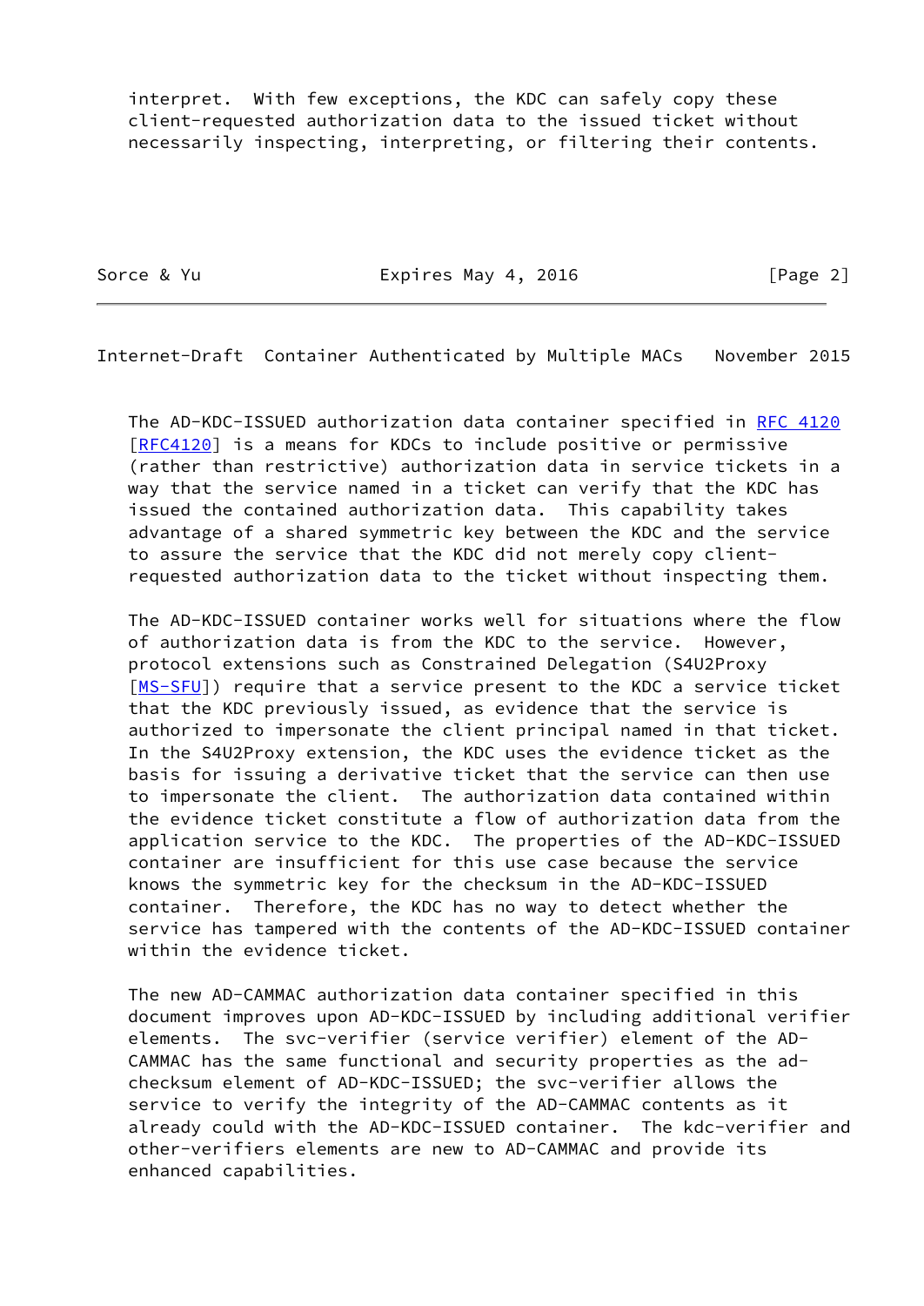interpret. With few exceptions, the KDC can safely copy these client-requested authorization data to the issued ticket without necessarily inspecting, interpreting, or filtering their contents.

The AD-KDC-ISSUED authorization data container specified in RFC 4120 [RFC4120] is a means for KDCs to include positive or permissive (rather than restrictive) authorization data in service tickets in a way that the service named in a ticket can verify that the KDC has issued the contained authorization data. This capability takes advantage of a shared symmetric key between the KDC and the service to assure the service that the KDC did not merely copy client-requested authorization data to the ticket without inspecting them.

The AD-KDC-ISSUED container works well for situations where the flow of authorization data is from the KDC to the service. However, protocol extensions such as Constrained Delegation (S4U2Proxy [MS-SFU]) require that a service present to the KDC a service ticket that the KDC previously issued, as evidence that the service is authorized to impersonate the client principal named in that ticket. In the S4U2Proxy extension, the KDC uses the evidence ticket as the basis for issuing a derivative ticket that the service can then use to impersonate the client. The authorization data contained within the evidence ticket constitute a flow of authorization data from the application service to the KDC. The properties of the AD-KDC-ISSUED container are insufficient for this use case because the service knows the symmetric key for the checksum in the AD-KDC-ISSUED container. Therefore, the KDC has no way to detect whether the service has tampered with the contents of the AD-KDC-ISSUED container within the evidence ticket.

The new AD-CAMMAC authorization data container specified in this document improves upon AD-KDC-ISSUED by including additional verifier elements. The svc-verifier (service verifier) element of the AD-CAMMAC has the same functional and security properties as the ad-checksum element of AD-KDC-ISSUED; the svc-verifier allows the service to verify the integrity of the AD-CAMMAC contents as it already could with the AD-KDC-ISSUED container. The kdc-verifier and other-verifiers elements are new to AD-CAMMAC and provide its enhanced capabilities.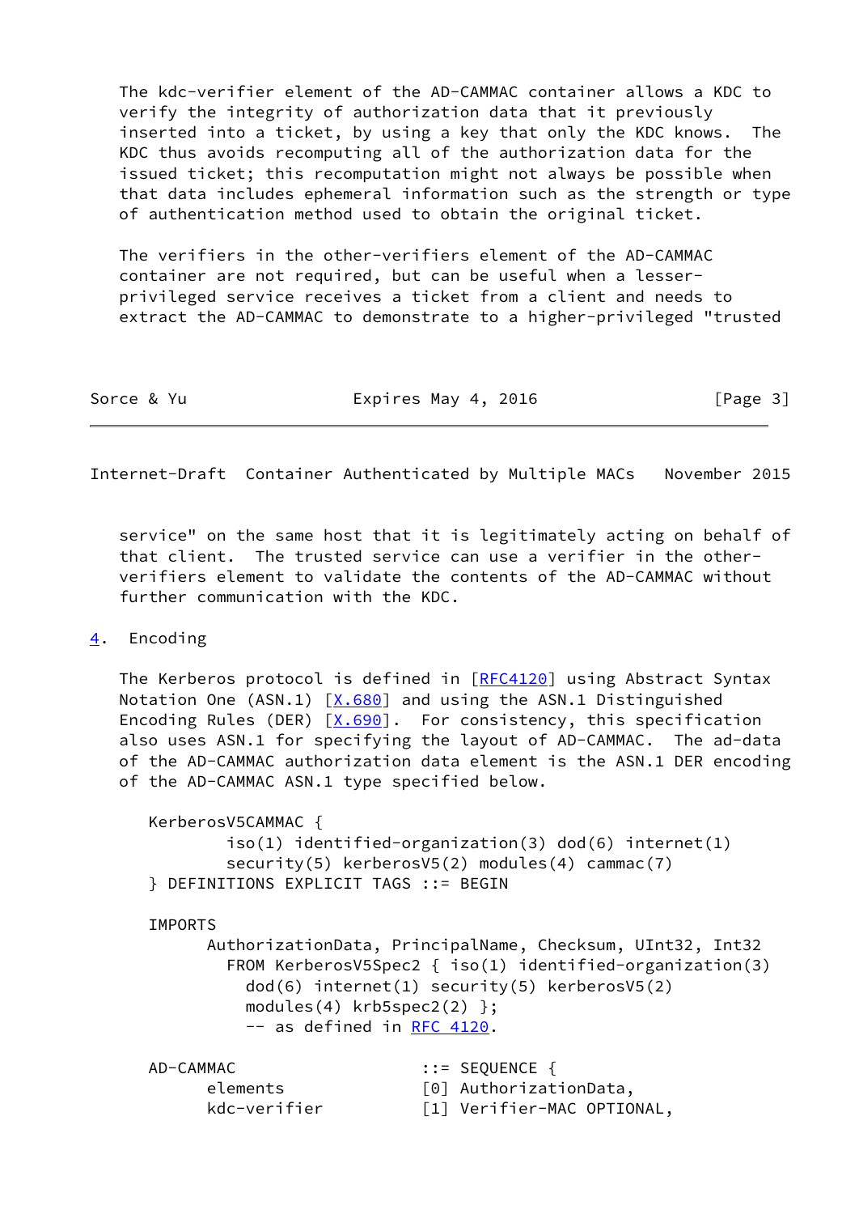The kdc-verifier element of the AD-CAMMAC container allows a KDC to verify the integrity of authorization data that it previously inserted into a ticket, by using a key that only the KDC knows. The KDC thus avoids recomputing all of the authorization data for the issued ticket; this recomputation might not always be possible when that data includes ephemeral information such as the strength or type of authentication method used to obtain the original ticket.

The verifiers in the other-verifiers element of the AD-CAMMAC container are not required, but can be useful when a lesser-privileged service receives a ticket from a client and needs to extract the AD-CAMMAC to demonstrate to a higher-privileged "trusted service" on the same host that it is legitimately acting on behalf of that client. The trusted service can use a verifier in the other-verifiers element to validate the contents of the AD-CAMMAC without further communication with the KDC.

## 4. Encoding

The Kerberos protocol is defined in [RFC4120] using Abstract Syntax Notation One (ASN.1) [X.680] and using the ASN.1 Distinguished Encoding Rules (DER) [X.690]. For consistency, this specification also uses ASN.1 for specifying the layout of AD-CAMMAC. The ad-data of the AD-CAMMAC authorization data element is the ASN.1 DER encoding of the AD-CAMMAC ASN.1 type specified below.

```
KerberosV5CAMMAC {
        iso(1) identified-organization(3) dod(6) internet(1)
        security(5) kerberosV5(2) modules(4) cammac(7)
} DEFINITIONS EXPLICIT TAGS ::= BEGIN

IMPORTS
      AuthorizationData, PrincipalName, Checksum, UInt32, Int32
        FROM KerberosV5Spec2 { iso(1) identified-organization(3)
          dod(6) internet(1) security(5) kerberosV5(2)
          modules(4) krb5spec2(2) };
          -- as defined in RFC 4120.

AD-CAMMAC                   ::= SEQUENCE {
      elements              [0] AuthorizationData,
      kdc-verifier          [1] Verifier-MAC OPTIONAL,
```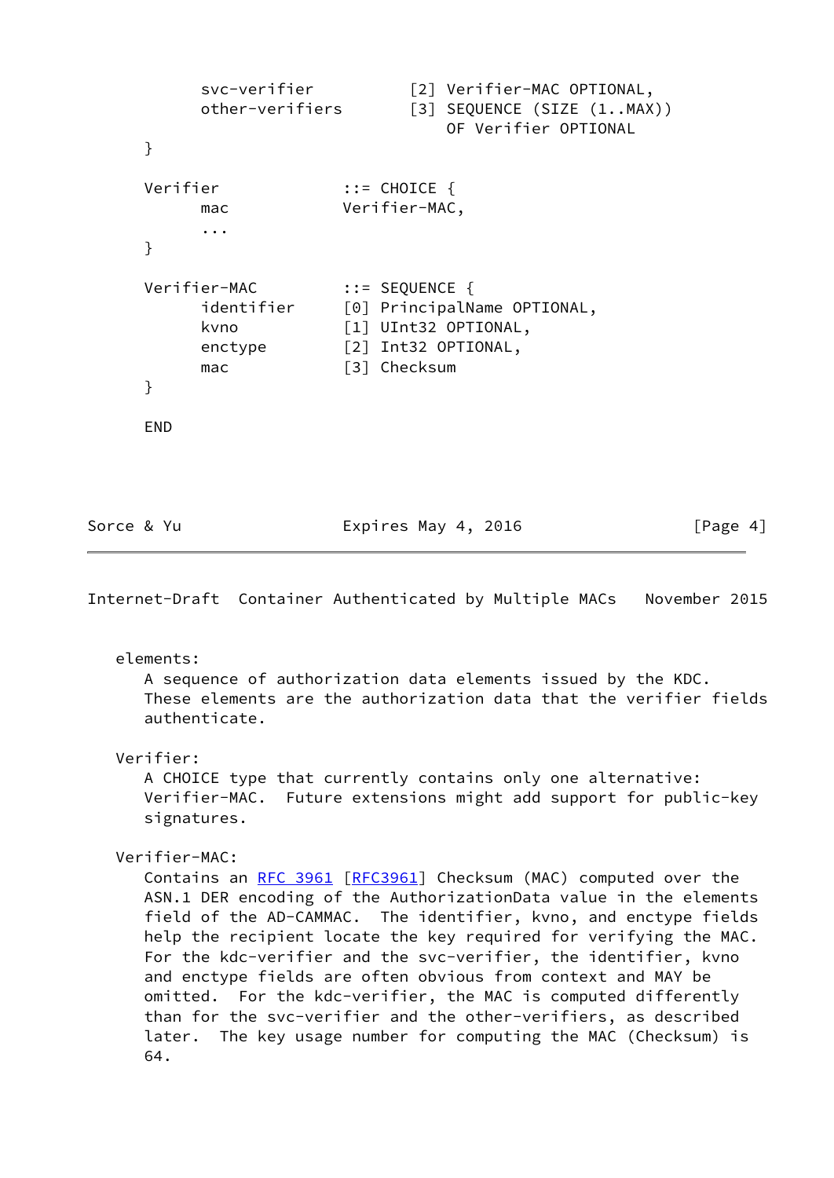```
          svc-verifier          [2] Verifier-MAC OPTIONAL,
          other-verifiers       [3] SEQUENCE (SIZE (1..MAX))
                                    OF Verifier OPTIONAL
      }

      Verifier              ::= CHOICE {
          mac               Verifier-MAC,
          ...
      }

      Verifier-MAC          ::= SEQUENCE {
          identifier        [0] PrincipalName OPTIONAL,
          kvno              [1] UInt32 OPTIONAL,
          enctype           [2] Int32 OPTIONAL,
          mac               [3] Checksum
      }

      END
```

elements:
A sequence of authorization data elements issued by the KDC. These elements are the authorization data that the verifier fields authenticate.

Verifier:
A CHOICE type that currently contains only one alternative: Verifier-MAC. Future extensions might add support for public-key signatures.

Verifier-MAC:
Contains an RFC 3961 [RFC3961] Checksum (MAC) computed over the ASN.1 DER encoding of the AuthorizationData value in the elements field of the AD-CAMMAC. The identifier, kvno, and enctype fields help the recipient locate the key required for verifying the MAC. For the kdc-verifier and the svc-verifier, the identifier, kvno and enctype fields are often obvious from context and MAY be omitted. For the kdc-verifier, the MAC is computed differently than for the svc-verifier and the other-verifiers, as described later. The key usage number for computing the MAC (Checksum) is 64.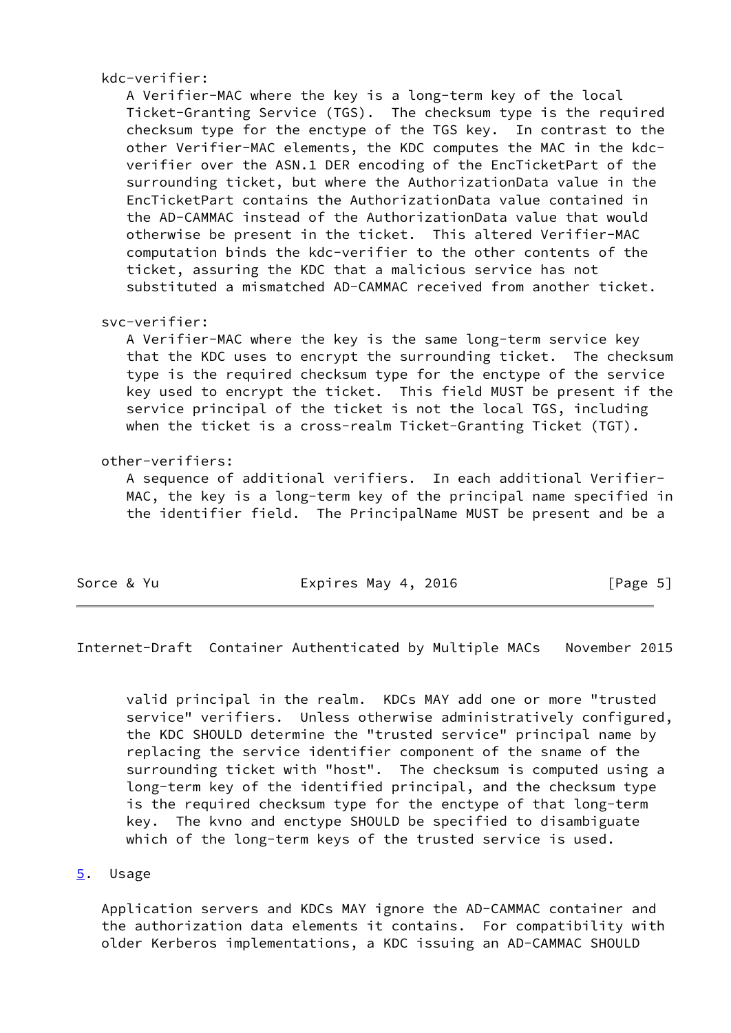kdc-verifier:
A Verifier-MAC where the key is a long-term key of the local Ticket-Granting Service (TGS). The checksum type is the required checksum type for the enctype of the TGS key. In contrast to the other Verifier-MAC elements, the KDC computes the MAC in the kdc-verifier over the ASN.1 DER encoding of the EncTicketPart of the surrounding ticket, but where the AuthorizationData value in the EncTicketPart contains the AuthorizationData value contained in the AD-CAMMAC instead of the AuthorizationData value that would otherwise be present in the ticket. This altered Verifier-MAC computation binds the kdc-verifier to the other contents of the ticket, assuring the KDC that a malicious service has not substituted a mismatched AD-CAMMAC received from another ticket.

svc-verifier:
A Verifier-MAC where the key is the same long-term service key that the KDC uses to encrypt the surrounding ticket. The checksum type is the required checksum type for the enctype of the service key used to encrypt the ticket. This field MUST be present if the service principal of the ticket is not the local TGS, including when the ticket is a cross-realm Ticket-Granting Ticket (TGT).

other-verifiers:
A sequence of additional verifiers. In each additional Verifier-MAC, the key is a long-term key of the principal name specified in the identifier field. The PrincipalName MUST be present and be a valid principal in the realm. KDCs MAY add one or more "trusted service" verifiers. Unless otherwise administratively configured, the KDC SHOULD determine the "trusted service" principal name by replacing the service identifier component of the sname of the surrounding ticket with "host". The checksum is computed using a long-term key of the identified principal, and the checksum type is the required checksum type for the enctype of that long-term key. The kvno and enctype SHOULD be specified to disambiguate which of the long-term keys of the trusted service is used.

## 5. Usage

Application servers and KDCs MAY ignore the AD-CAMMAC container and the authorization data elements it contains. For compatibility with older Kerberos implementations, a KDC issuing an AD-CAMMAC SHOULD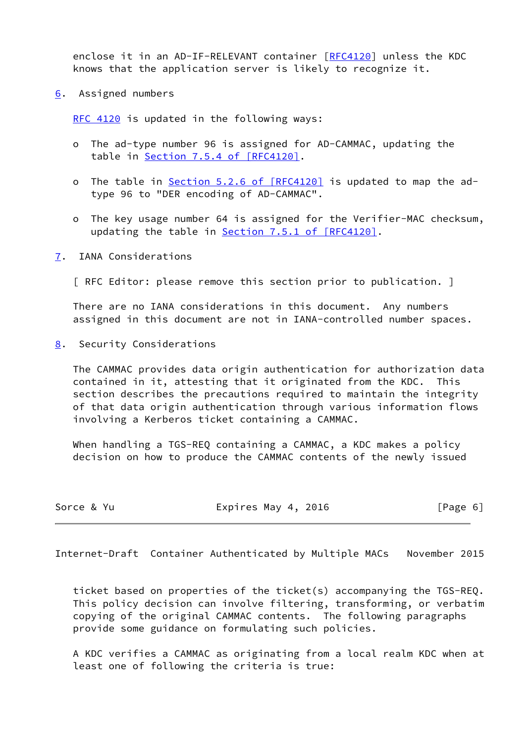enclose it in an AD-IF-RELEVANT container [RFC4120] unless the KDC knows that the application server is likely to recognize it.

## 6. Assigned numbers

RFC 4120 is updated in the following ways:

- The ad-type number 96 is assigned for AD-CAMMAC, updating the table in Section 7.5.4 of [RFC4120].
- The table in Section 5.2.6 of [RFC4120] is updated to map the ad-type 96 to "DER encoding of AD-CAMMAC".
- The key usage number 64 is assigned for the Verifier-MAC checksum, updating the table in Section 7.5.1 of [RFC4120].

## 7. IANA Considerations

[ RFC Editor: please remove this section prior to publication. ]

There are no IANA considerations in this document. Any numbers assigned in this document are not in IANA-controlled number spaces.

## 8. Security Considerations

The CAMMAC provides data origin authentication for authorization data contained in it, attesting that it originated from the KDC. This section describes the precautions required to maintain the integrity of that data origin authentication through various information flows involving a Kerberos ticket containing a CAMMAC.

When handling a TGS-REQ containing a CAMMAC, a KDC makes a policy decision on how to produce the CAMMAC contents of the newly issued ticket based on properties of the ticket(s) accompanying the TGS-REQ. This policy decision can involve filtering, transforming, or verbatim copying of the original CAMMAC contents. The following paragraphs provide some guidance on formulating such policies.

A KDC verifies a CAMMAC as originating from a local realm KDC when at least one of following the criteria is true: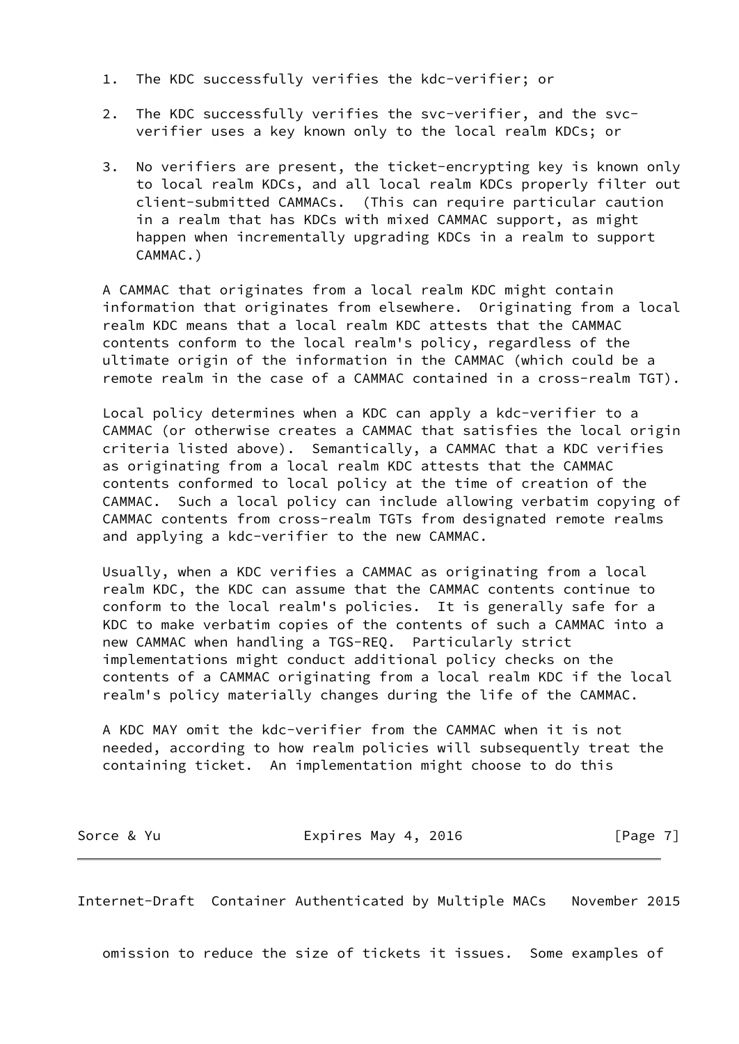1. The KDC successfully verifies the kdc-verifier; or

2. The KDC successfully verifies the svc-verifier, and the svc-verifier uses a key known only to the local realm KDCs; or

3. No verifiers are present, the ticket-encrypting key is known only to local realm KDCs, and all local realm KDCs properly filter out client-submitted CAMMACs. (This can require particular caution in a realm that has KDCs with mixed CAMMAC support, as might happen when incrementally upgrading KDCs in a realm to support CAMMAC.)

A CAMMAC that originates from a local realm KDC might contain information that originates from elsewhere. Originating from a local realm KDC means that a local realm KDC attests that the CAMMAC contents conform to the local realm's policy, regardless of the ultimate origin of the information in the CAMMAC (which could be a remote realm in the case of a CAMMAC contained in a cross-realm TGT).

Local policy determines when a KDC can apply a kdc-verifier to a CAMMAC (or otherwise creates a CAMMAC that satisfies the local origin criteria listed above). Semantically, a CAMMAC that a KDC verifies as originating from a local realm KDC attests that the CAMMAC contents conformed to local policy at the time of creation of the CAMMAC. Such a local policy can include allowing verbatim copying of CAMMAC contents from cross-realm TGTs from designated remote realms and applying a kdc-verifier to the new CAMMAC.

Usually, when a KDC verifies a CAMMAC as originating from a local realm KDC, the KDC can assume that the CAMMAC contents continue to conform to the local realm's policies. It is generally safe for a KDC to make verbatim copies of the contents of such a CAMMAC into a new CAMMAC when handling a TGS-REQ. Particularly strict implementations might conduct additional policy checks on the contents of a CAMMAC originating from a local realm KDC if the local realm's policy materially changes during the life of the CAMMAC.

A KDC MAY omit the kdc-verifier from the CAMMAC when it is not needed, according to how realm policies will subsequently treat the containing ticket. An implementation might choose to do this omission to reduce the size of tickets it issues. Some examples of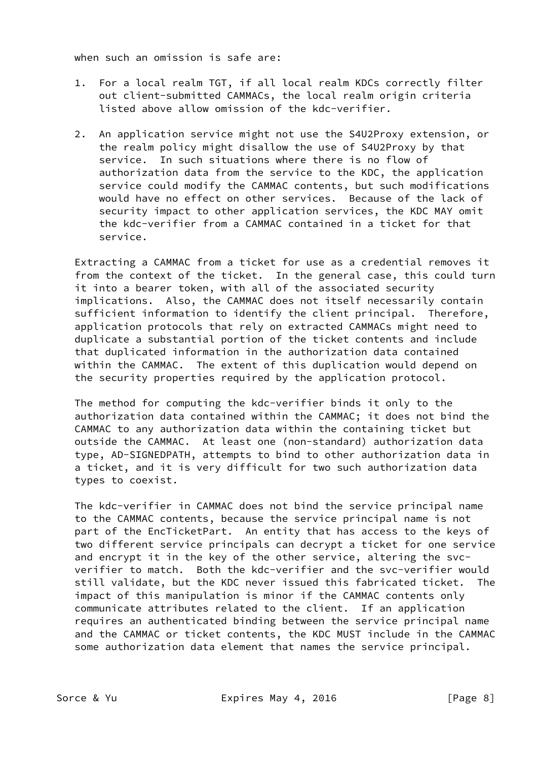when such an omission is safe are:

1. For a local realm TGT, if all local realm KDCs correctly filter out client-submitted CAMMACs, the local realm origin criteria listed above allow omission of the kdc-verifier.

2. An application service might not use the S4U2Proxy extension, or the realm policy might disallow the use of S4U2Proxy by that service. In such situations where there is no flow of authorization data from the service to the KDC, the application service could modify the CAMMAC contents, but such modifications would have no effect on other services. Because of the lack of security impact to other application services, the KDC MAY omit the kdc-verifier from a CAMMAC contained in a ticket for that service.

Extracting a CAMMAC from a ticket for use as a credential removes it from the context of the ticket. In the general case, this could turn it into a bearer token, with all of the associated security implications. Also, the CAMMAC does not itself necessarily contain sufficient information to identify the client principal. Therefore, application protocols that rely on extracted CAMMACs might need to duplicate a substantial portion of the ticket contents and include that duplicated information in the authorization data contained within the CAMMAC. The extent of this duplication would depend on the security properties required by the application protocol.

The method for computing the kdc-verifier binds it only to the authorization data contained within the CAMMAC; it does not bind the CAMMAC to any authorization data within the containing ticket but outside the CAMMAC. At least one (non-standard) authorization data type, AD-SIGNEDPATH, attempts to bind to other authorization data in a ticket, and it is very difficult for two such authorization data types to coexist.

The kdc-verifier in CAMMAC does not bind the service principal name to the CAMMAC contents, because the service principal name is not part of the EncTicketPart. An entity that has access to the keys of two different service principals can decrypt a ticket for one service and encrypt it in the key of the other service, altering the svc-verifier to match. Both the kdc-verifier and the svc-verifier would still validate, but the KDC never issued this fabricated ticket. The impact of this manipulation is minor if the CAMMAC contents only communicate attributes related to the client. If an application requires an authenticated binding between the service principal name and the CAMMAC or ticket contents, the KDC MUST include in the CAMMAC some authorization data element that names the service principal.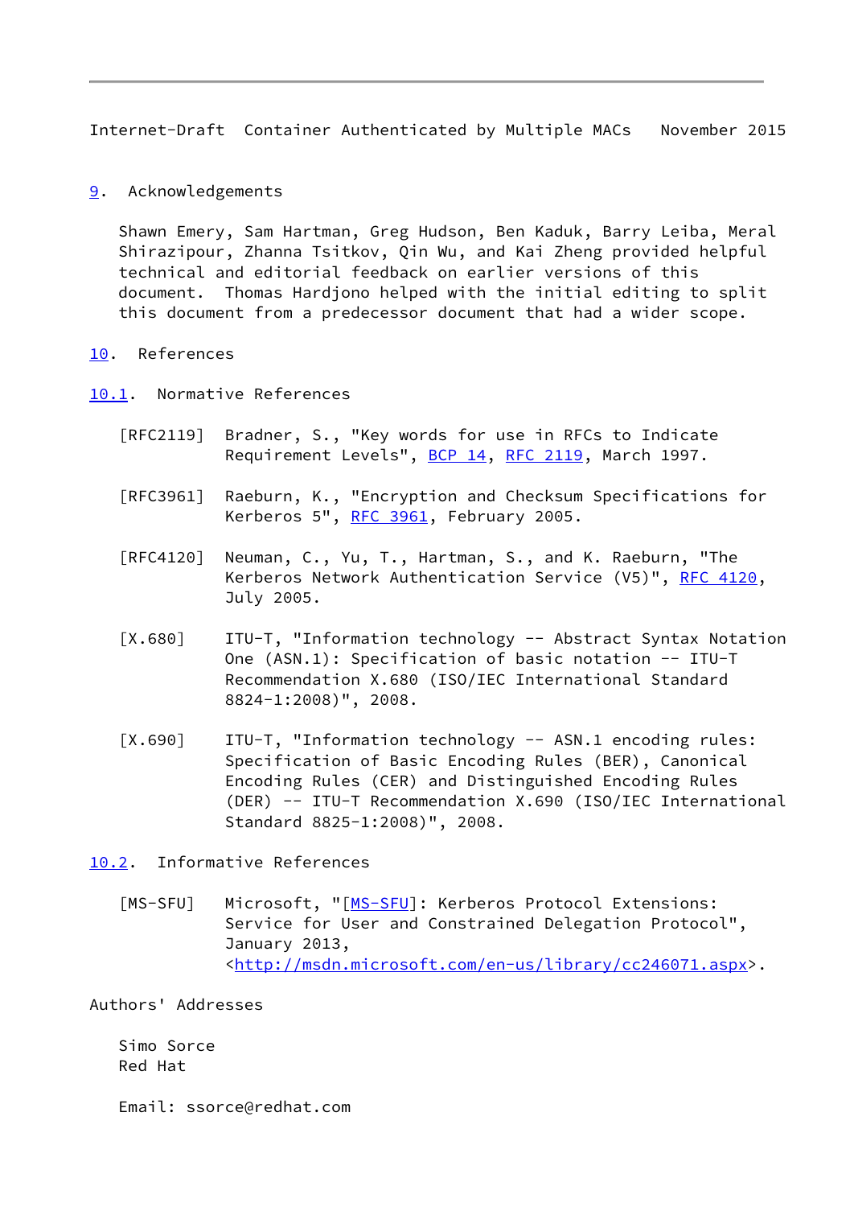## 9. Acknowledgements

Shawn Emery, Sam Hartman, Greg Hudson, Ben Kaduk, Barry Leiba, Meral Shirazipour, Zhanna Tsitkov, Qin Wu, and Kai Zheng provided helpful technical and editorial feedback on earlier versions of this document. Thomas Hardjono helped with the initial editing to split this document from a predecessor document that had a wider scope.

## 10. References

### 10.1. Normative References

[RFC2119] Bradner, S., "Key words for use in RFCs to Indicate Requirement Levels", BCP 14, RFC 2119, March 1997.

[RFC3961] Raeburn, K., "Encryption and Checksum Specifications for Kerberos 5", RFC 3961, February 2005.

[RFC4120] Neuman, C., Yu, T., Hartman, S., and K. Raeburn, "The Kerberos Network Authentication Service (V5)", RFC 4120, July 2005.

[X.680] ITU-T, "Information technology -- Abstract Syntax Notation One (ASN.1): Specification of basic notation -- ITU-T Recommendation X.680 (ISO/IEC International Standard 8824-1:2008)", 2008.

[X.690] ITU-T, "Information technology -- ASN.1 encoding rules: Specification of Basic Encoding Rules (BER), Canonical Encoding Rules (CER) and Distinguished Encoding Rules (DER) -- ITU-T Recommendation X.690 (ISO/IEC International Standard 8825-1:2008)", 2008.

### 10.2. Informative References

[MS-SFU] Microsoft, "[MS-SFU]: Kerberos Protocol Extensions: Service for User and Constrained Delegation Protocol", January 2013, <http://msdn.microsoft.com/en-us/library/cc246071.aspx>.

## Authors' Addresses

Simo Sorce
Red Hat

Email: ssorce@redhat.com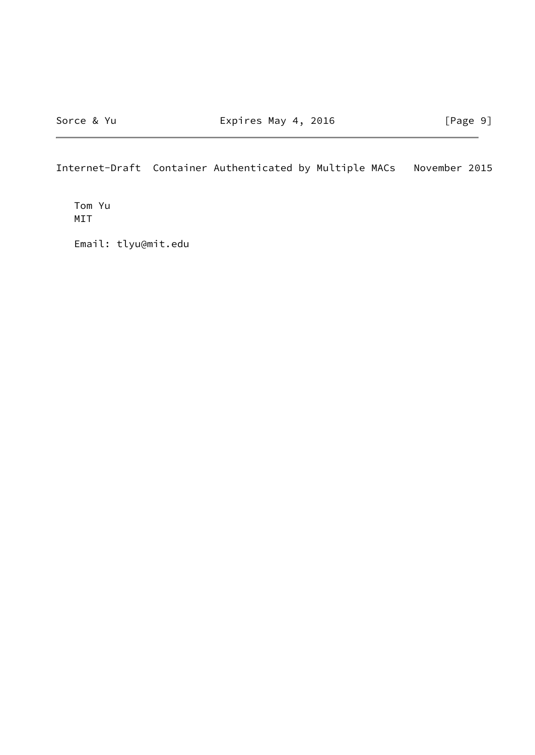Tom Yu
MIT

Email: tlyu@mit.edu